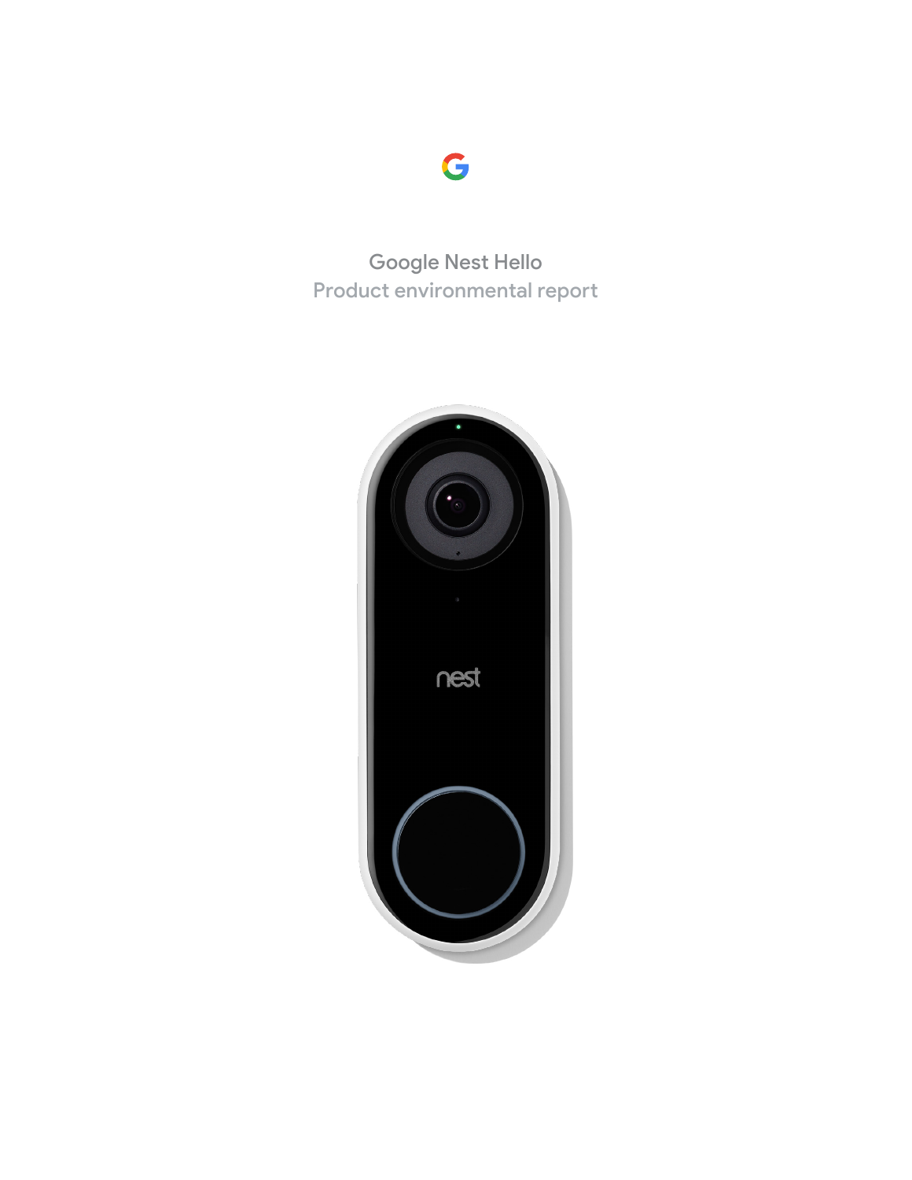# Google Nest Hello

## Product environmental report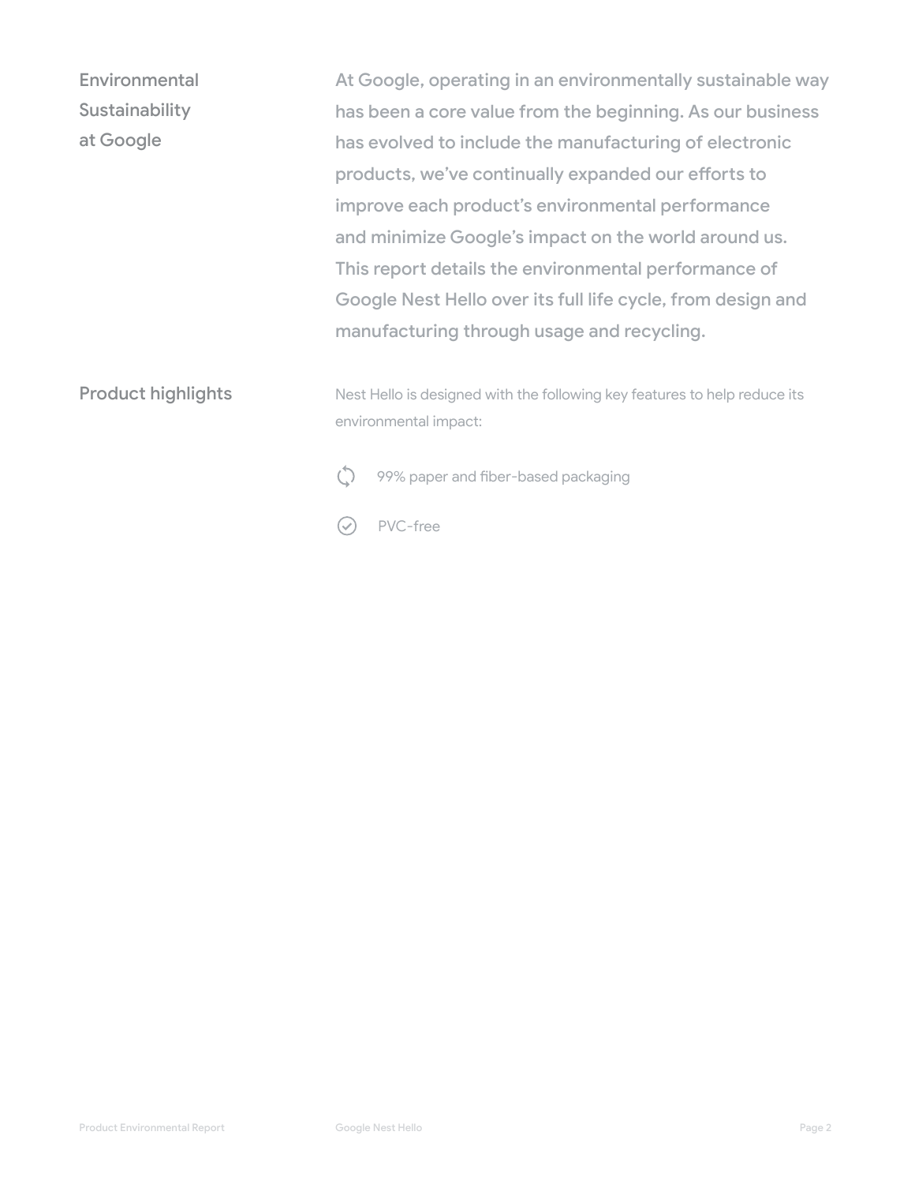## Environmental Sustainability at Google

At Google, operating in an environmentally sustainable way has been a core value from the beginning. As our business has evolved to include the manufacturing of electronic products, we've continually expanded our efforts to improve each product's environmental performance and minimize Google's impact on the world around us. This report details the environmental performance of Google Nest Hello over its full life cycle, from design and manufacturing through usage and recycling.

## Product highlights

Nest Hello is designed with the following key features to help reduce its environmental impact:

- 99% paper and fiber-based packaging
- PVC-free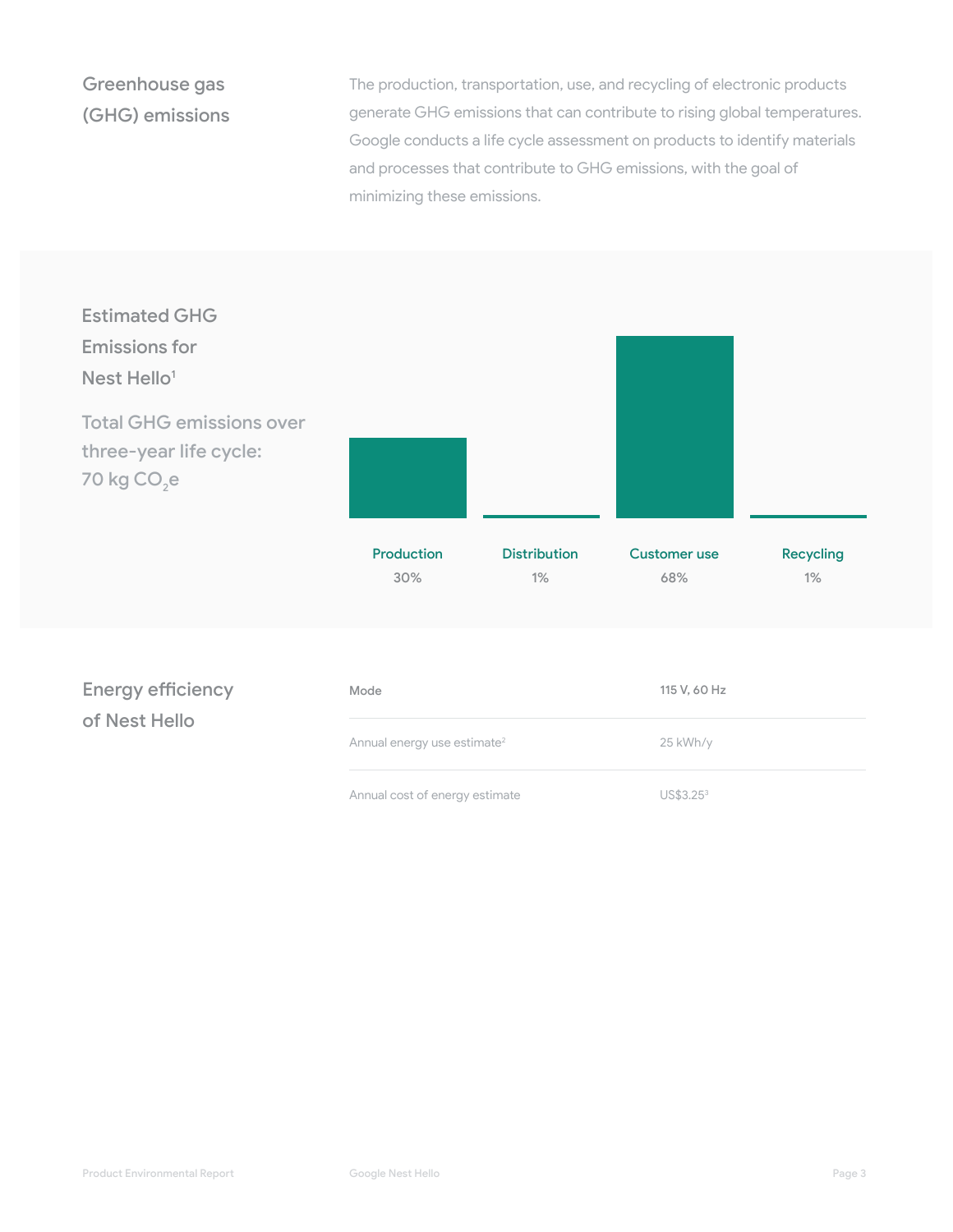## Greenhouse gas (GHG) emissions

The production, transportation, use, and recycling of electronic products generate GHG emissions that can contribute to rising global temperatures. Google conducts a life cycle assessment on products to identify materials and processes that contribute to GHG emissions, with the goal of minimizing these emissions.

## Estimated GHG Emissions for Nest Hello[1]

Total GHG emissions over three-year life cycle: 70 kg $CO_2e$

| Production | Distribution | Customer use | Recycling |
|---|---|---|---|
| 30% | 1% | 68% | 1% |

## Energy efficiency of Nest Hello

| Mode | 115 V, 60 Hz |
|---|---|
| Annual energy use estimate[2] | 25 kWh/y |
| Annual cost of energy estimate | US$3.25[3] |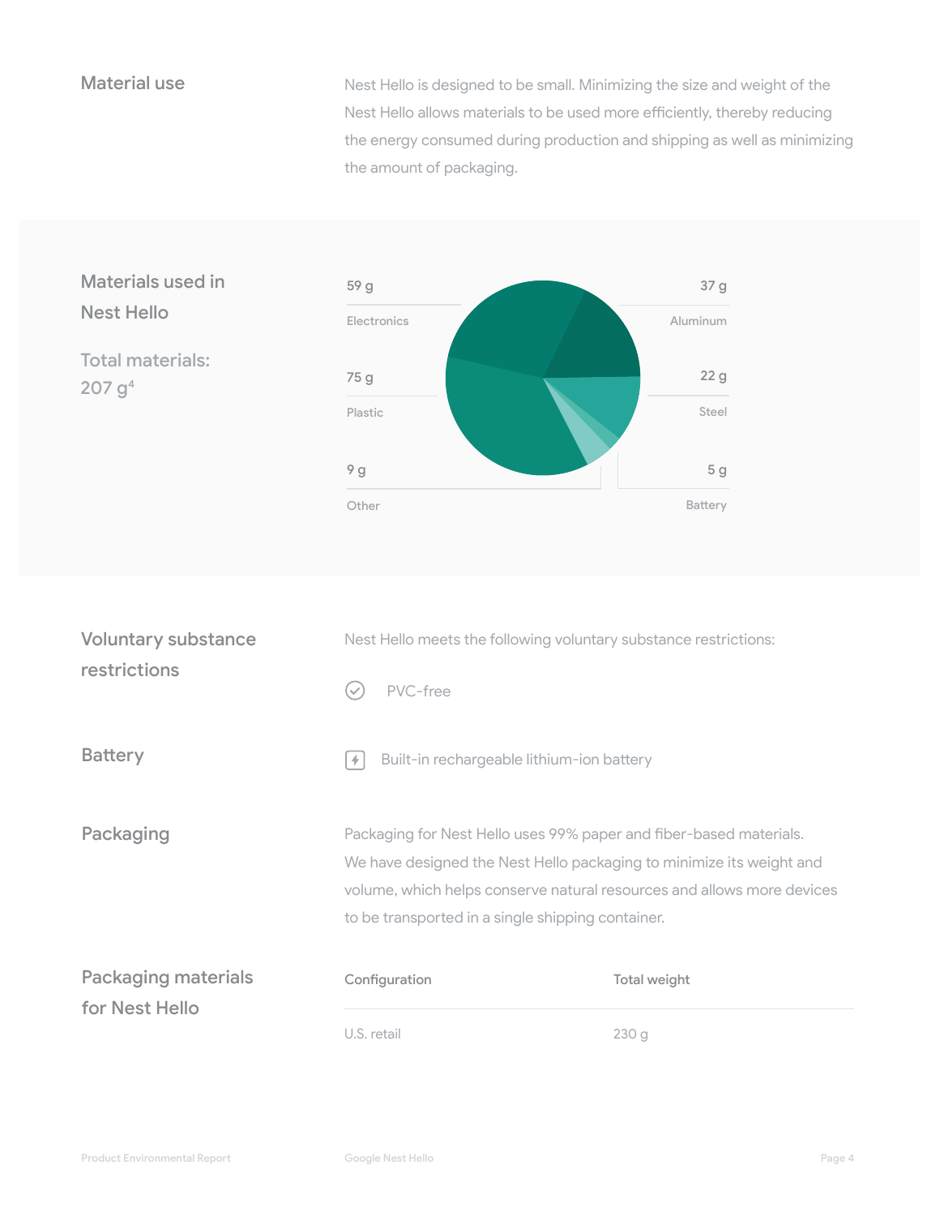## Material use

Nest Hello is designed to be small. Minimizing the size and weight of the Nest Hello allows materials to be used more efficiently, thereby reducing the energy consumed during production and shipping as well as minimizing the amount of packaging.

## Materials used in Nest Hello

Total materials: 207 g[4]

| Material | Weight |
|---|---|
| Electronics | 59 g |
| Aluminum | 37 g |
| Plastic | 75 g |
| Steel | 22 g |
| Other | 9 g |
| Battery | 5 g |

## Voluntary substance restrictions

Nest Hello meets the following voluntary substance restrictions:

- PVC-free

## Battery

Built-in rechargeable lithium-ion battery

## Packaging

Packaging for Nest Hello uses 99% paper and fiber-based materials. We have designed the Nest Hello packaging to minimize its weight and volume, which helps conserve natural resources and allows more devices to be transported in a single shipping container.

## Packaging materials for Nest Hello

| Configuration | Total weight |
|---|---|
| U.S. retail | 230 g |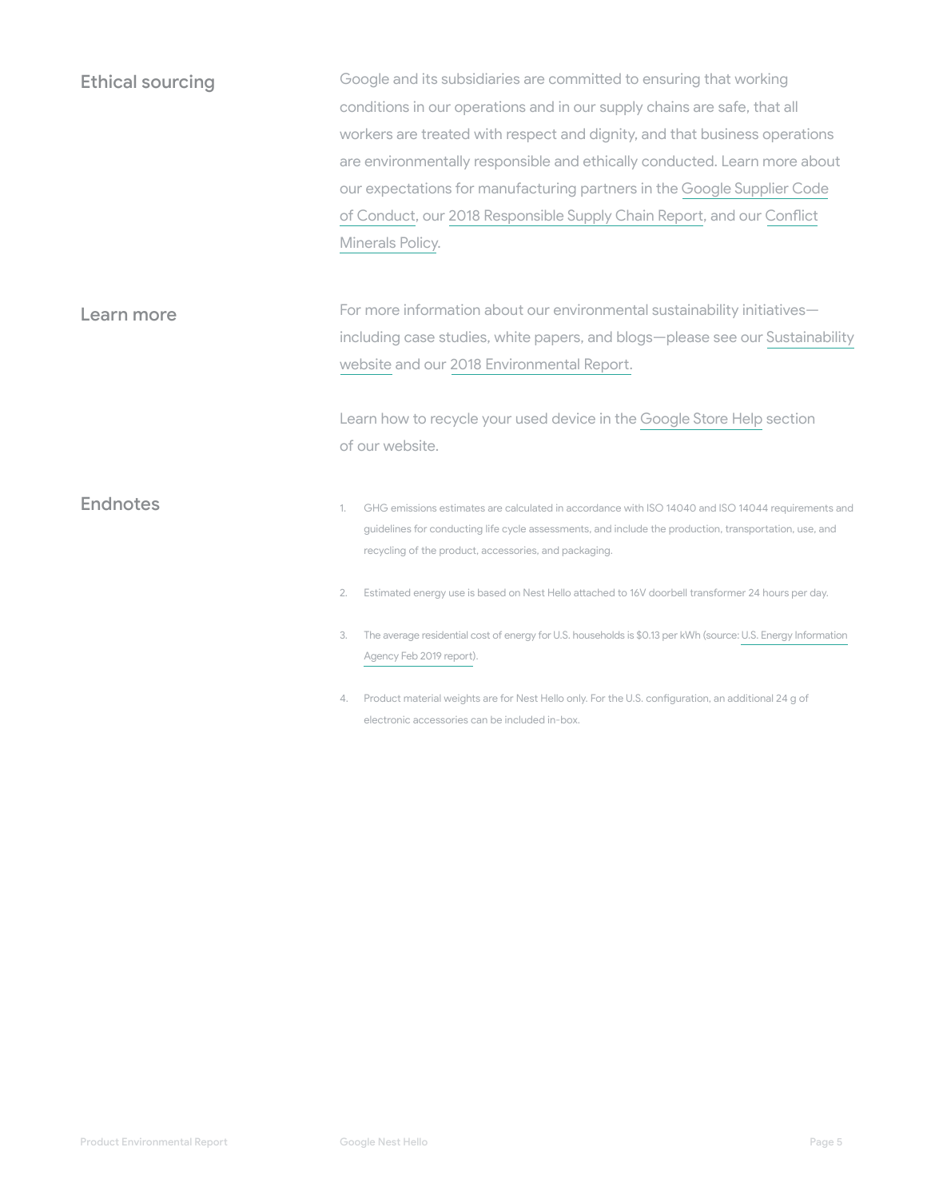## Ethical sourcing

Google and its subsidiaries are committed to ensuring that working conditions in our operations and in our supply chains are safe, that all workers are treated with respect and dignity, and that business operations are environmentally responsible and ethically conducted. Learn more about our expectations for manufacturing partners in the Google Supplier Code of Conduct, our 2018 Responsible Supply Chain Report, and our Conflict Minerals Policy.

## Learn more

For more information about our environmental sustainability initiatives—including case studies, white papers, and blogs—please see our Sustainability website and our 2018 Environmental Report.

Learn how to recycle your used device in the Google Store Help section of our website.

## Endnotes

1. GHG emissions estimates are calculated in accordance with ISO 14040 and ISO 14044 requirements and guidelines for conducting life cycle assessments, and include the production, transportation, use, and recycling of the product, accessories, and packaging.

2. Estimated energy use is based on Nest Hello attached to 16V doorbell transformer 24 hours per day.

3. The average residential cost of energy for U.S. households is $0.13 per kWh (source: U.S. Energy Information Agency Feb 2019 report).

4. Product material weights are for Nest Hello only. For the U.S. configuration, an additional 24 g of electronic accessories can be included in-box.